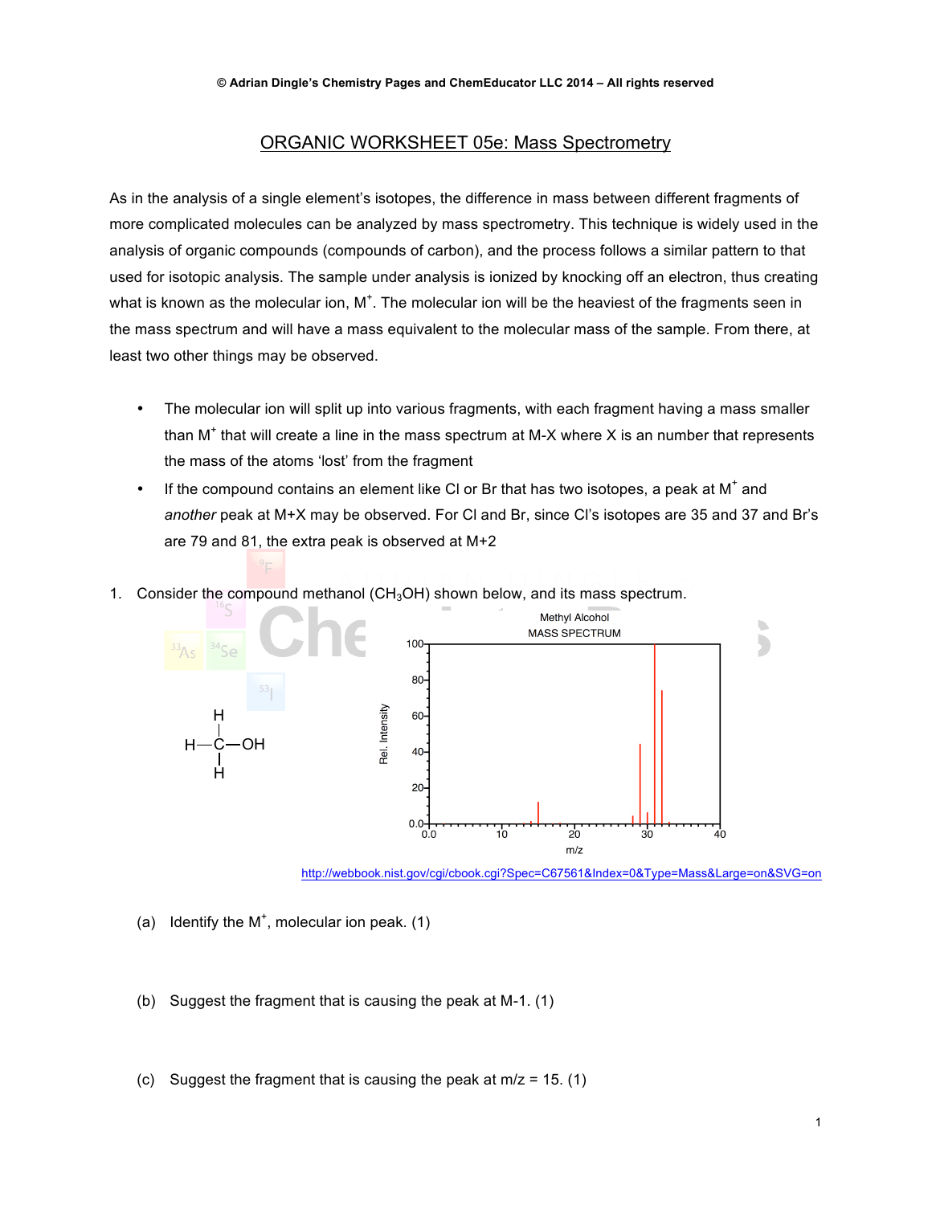© Adrian Dingle's Chemistry Pages and ChemEducator LLC 2014 – All rights reserved

# ORGANIC WORKSHEET 05e: Mass Spectrometry

As in the analysis of a single element's isotopes, the difference in mass between different fragments of more complicated molecules can be analyzed by mass spectrometry. This technique is widely used in the analysis of organic compounds (compounds of carbon), and the process follows a similar pattern to that used for isotopic analysis. The sample under analysis is ionized by knocking off an electron, thus creating what is known as the molecular ion, $M^+$. The molecular ion will be the heaviest of the fragments seen in the mass spectrum and will have a mass equivalent to the molecular mass of the sample. From there, at least two other things may be observed.

- The molecular ion will split up into various fragments, with each fragment having a mass smaller than $M^+$ that will create a line in the mass spectrum at M-X where X is a number that represents the mass of the atoms 'lost' from the fragment
- If the compound contains an element like Cl or Br that has two isotopes, a peak at $M^+$ and *another* peak at M+X may be observed. For Cl and Br, since Cl's isotopes are 35 and 37 and Br's are 79 and 81, the extra peak is observed at M+2

1. Consider the compound methanol ($CH_3OH$) shown below, and its mass spectrum.

Methyl Alcohol
MASS SPECTRUM

http://webbook.nist.gov/cgi/cbook.cgi?Spec=C67561&Index=0&Type=Mass&Large=on&SVG=on

(a) Identify the $M^+$, molecular ion peak. (1)

(b) Suggest the fragment that is causing the peak at M-1. (1)

(c) Suggest the fragment that is causing the peak at m/z = 15. (1)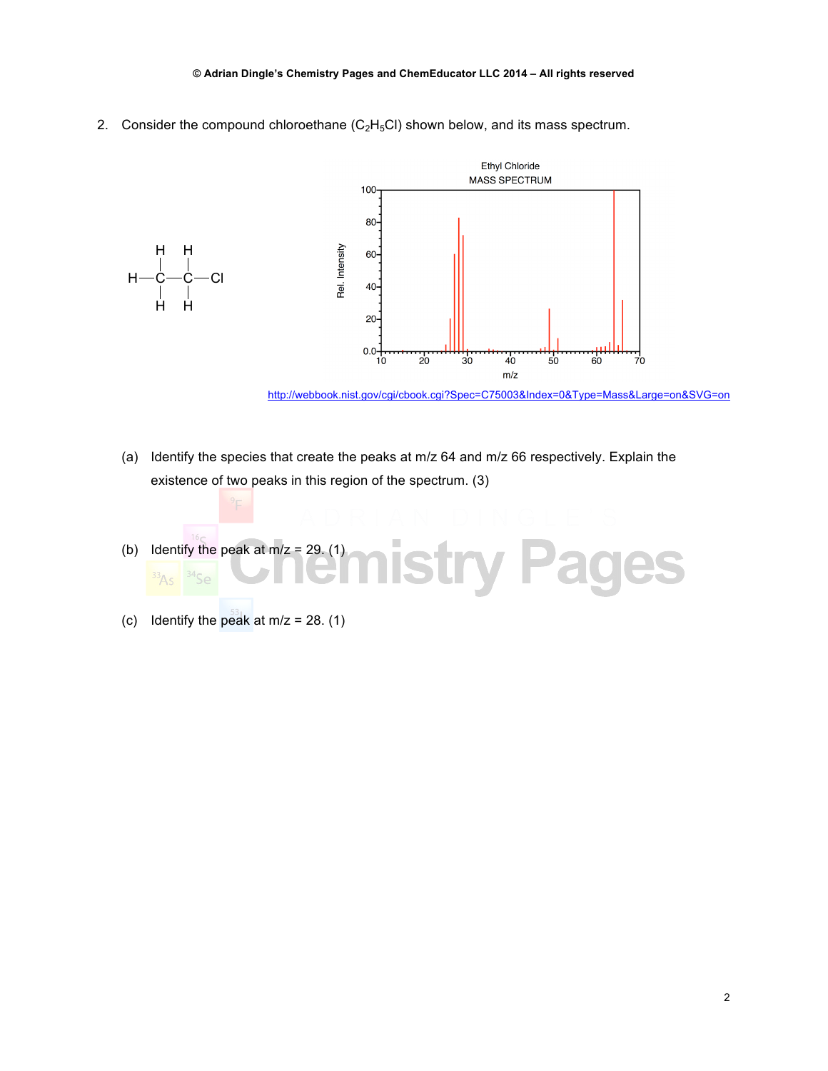2. Consider the compound chloroethane ($C_2H_5Cl$) shown below, and its mass spectrum.

Ethyl Chloride

MASS SPECTRUM

Rel. Intensity

100

80

60

40

20

0.0

10 20 30 40 50 60 70

m/z

http://webbook.nist.gov/cgi/cbook.cgi?Spec=C75003&Index=0&Type=Mass&Large=on&SVG=on

(a) Identify the species that create the peaks at m/z 64 and m/z 66 respectively. Explain the existence of two peaks in this region of the spectrum. (3)

(b) Identify the peak at m/z = 29. (1)

(c) Identify the peak at m/z = 28. (1)